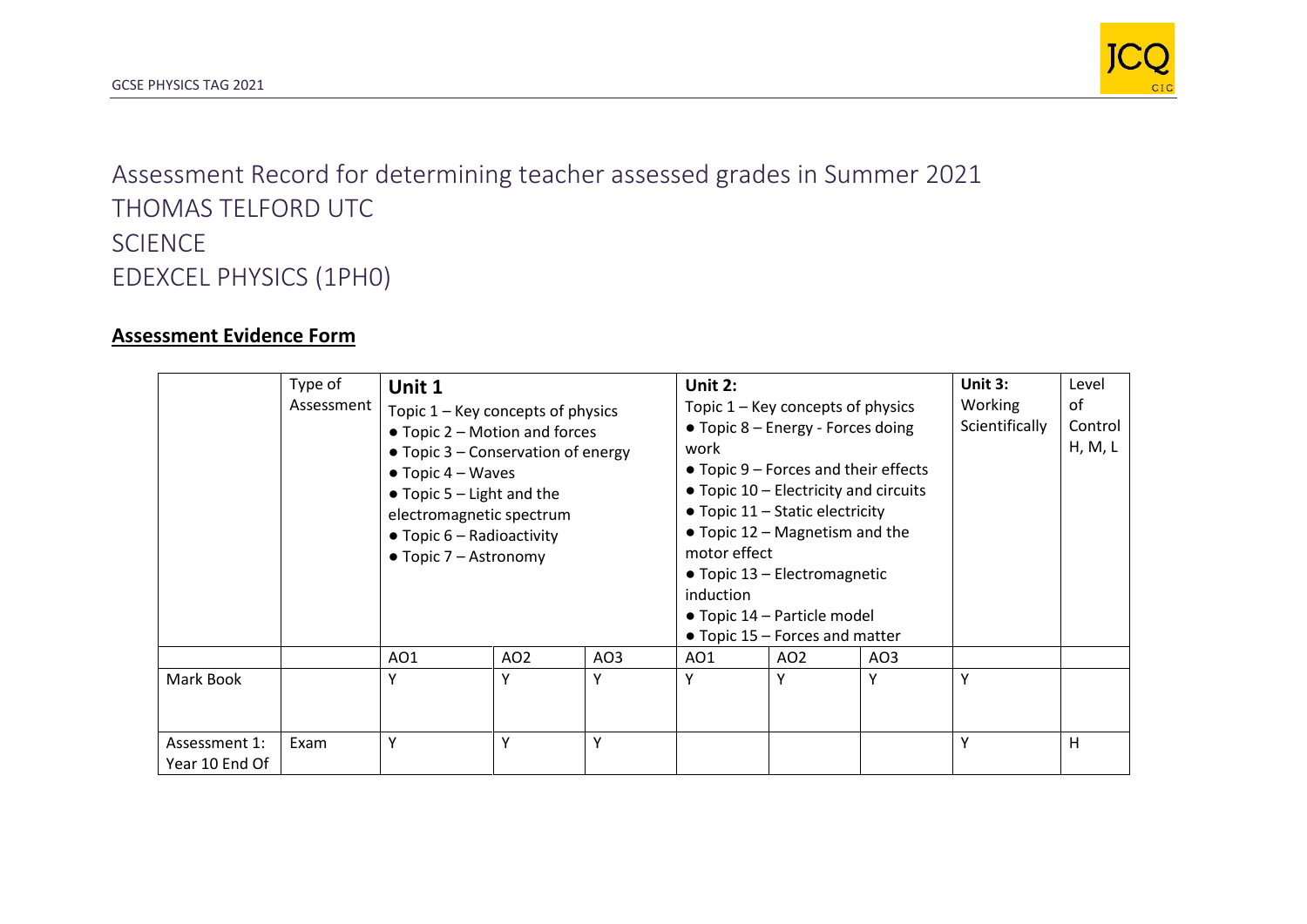Assessment Record for determining teacher assessed grades in Summer 2021

THOMAS TELFORD UTC

SCIENCE

EDEXCEL PHYSICS (1PH0)

## Assessment Evidence Form

| | Type of Assessment | **Unit 1**<br>Topic 1 – Key concepts of physics<br>● Topic 2 – Motion and forces<br>● Topic 3 – Conservation of energy<br>● Topic 4 – Waves<br>● Topic 5 – Light and the electromagnetic spectrum<br>● Topic 6 – Radioactivity<br>● Topic 7 – Astronomy | | | **Unit 2:**<br>Topic 1 – Key concepts of physics<br>● Topic 8 – Energy - Forces doing work<br>● Topic 9 – Forces and their effects<br>● Topic 10 – Electricity and circuits<br>● Topic 11 – Static electricity<br>● Topic 12 – Magnetism and the motor effect<br>● Topic 13 – Electromagnetic induction<br>● Topic 14 – Particle model<br>● Topic 15 – Forces and matter | | | **Unit 3:** Working Scientifically | Level of Control H, M, L |
|---|---|---|---|---|---|---|---|---|---|
| | | AO1 | AO2 | AO3 | AO1 | AO2 | AO3 | | |
| Mark Book | | Y | Y | Y | Y | Y | Y | Y | |
| Assessment 1: Year 10 End Of | Exam | Y | Y | Y | | | | Y | H |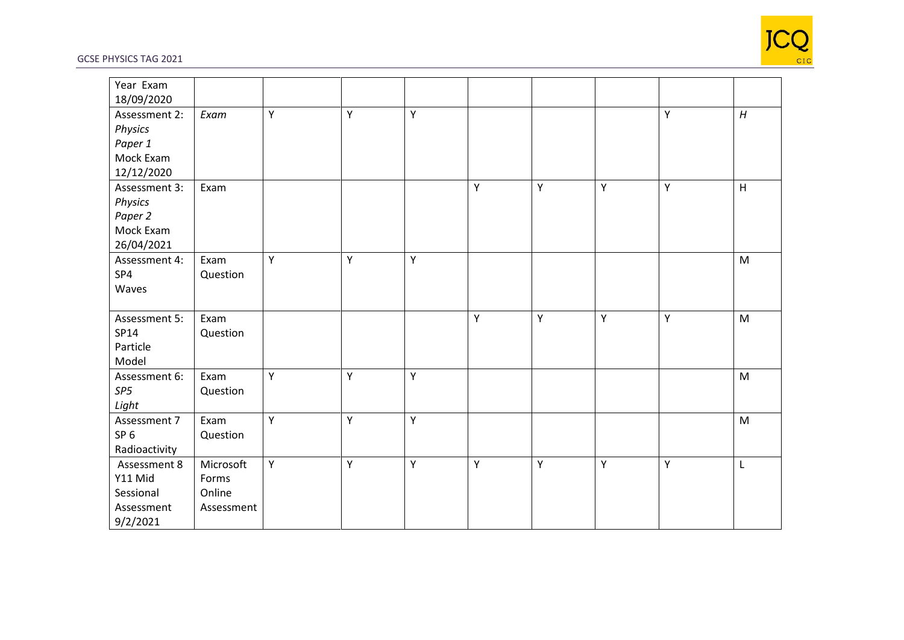| | | | | | | | | | |
|---|---|---|---|---|---|---|---|---|---|
| Year Exam 18/09/2020 | | | | | | | | | |
| Assessment 2: *Physics Paper 1* Mock Exam 12/12/2020 | *Exam* | Y | Y | Y | | | | Y | *H* |
| Assessment 3: *Physics Paper 2* Mock Exam 26/04/2021 | Exam | | | | Y | Y | Y | Y | H |
| Assessment 4: SP4 Waves | Exam Question | Y | Y | Y | | | | | M |
| Assessment 5: SP14 Particle Model | Exam Question | | | | Y | Y | Y | Y | M |
| Assessment 6: *SP5 Light* | Exam Question | Y | Y | Y | | | | | M |
| Assessment 7 SP 6 Radioactivity | Exam Question | Y | Y | Y | | | | | M |
| Assessment 8 Y11 Mid Sessional Assessment 9/2/2021 | Microsoft Forms Online Assessment | Y | Y | Y | Y | Y | Y | Y | L |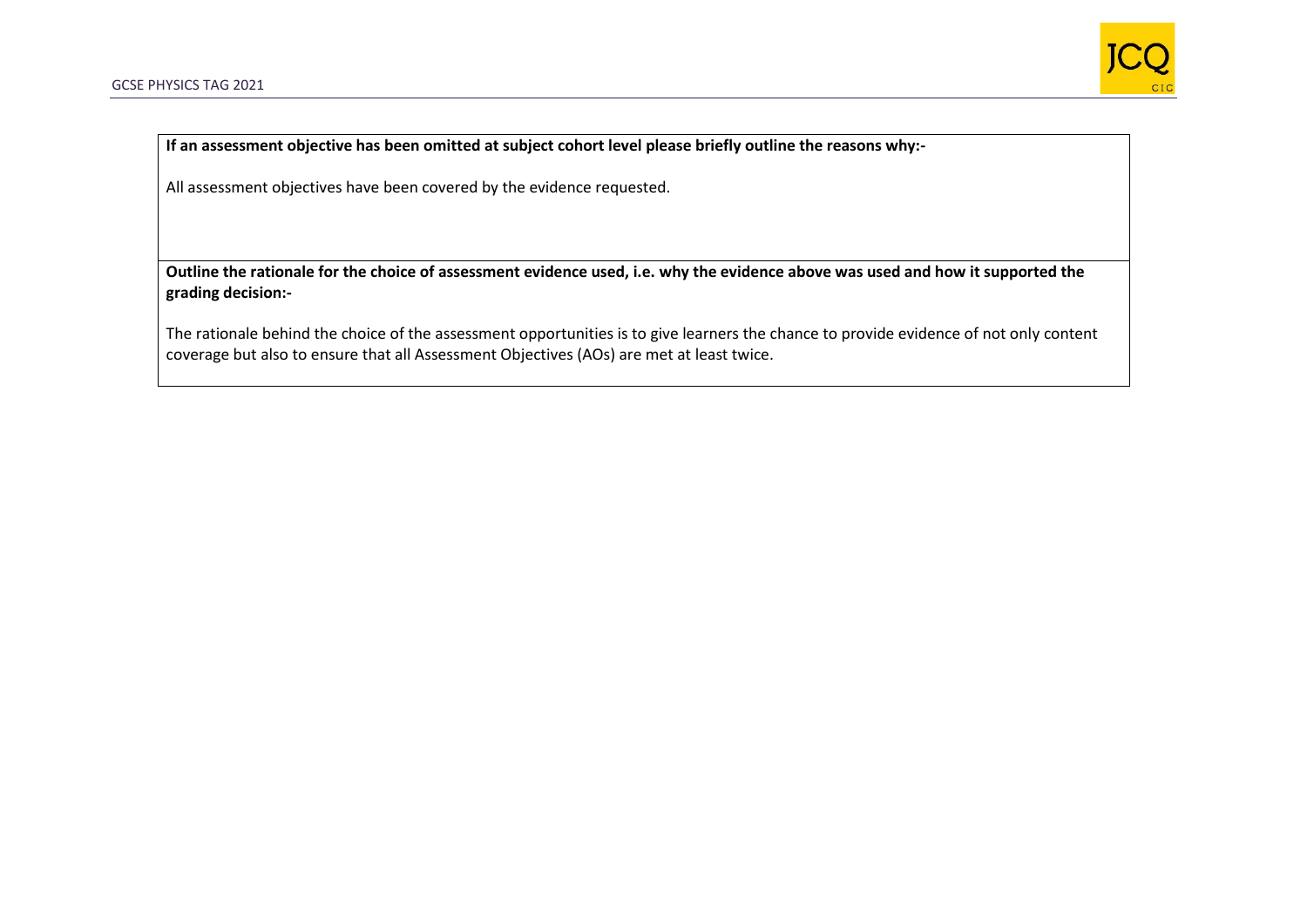| |
|---|
| **If an assessment objective has been omitted at subject cohort level please briefly outline the reasons why:-**<br><br>All assessment objectives have been covered by the evidence requested. |
| **Outline the rationale for the choice of assessment evidence used, i.e. why the evidence above was used and how it supported the grading decision:-**<br><br>The rationale behind the choice of the assessment opportunities is to give learners the chance to provide evidence of not only content coverage but also to ensure that all Assessment Objectives (AOs) are met at least twice. |